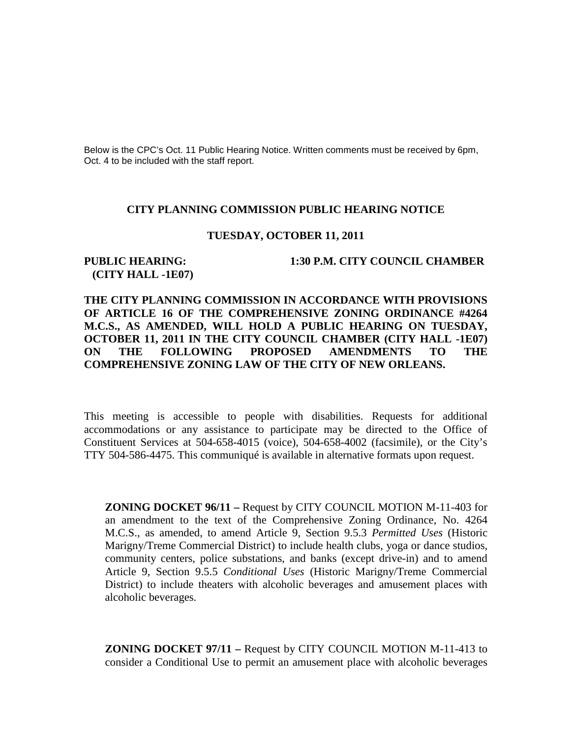Below is the CPC's Oct. 11 Public Hearing Notice. Written comments must be received by 6pm, Oct. 4 to be included with the staff report.

## CITY PLANNING COMMISSION PUBLIC HEARING NOTICE

### TUESDAY, OCTOBER 11, 2011

**PUBLIC HEARING: 1:30 P.M. CITY COUNCIL CHAMBER (CITY HALL -1E07)**

**THE CITY PLANNING COMMISSION IN ACCORDANCE WITH PROVISIONS OF ARTICLE 16 OF THE COMPREHENSIVE ZONING ORDINANCE #4264 M.C.S., AS AMENDED, WILL HOLD A PUBLIC HEARING ON TUESDAY, OCTOBER 11, 2011 IN THE CITY COUNCIL CHAMBER (CITY HALL -1E07) ON THE FOLLOWING PROPOSED AMENDMENTS TO THE COMPREHENSIVE ZONING LAW OF THE CITY OF NEW ORLEANS.**

This meeting is accessible to people with disabilities. Requests for additional accommodations or any assistance to participate may be directed to the Office of Constituent Services at 504-658-4015 (voice), 504-658-4002 (facsimile), or the City's TTY 504-586-4475. This communiqué is available in alternative formats upon request.

**ZONING DOCKET 96/11 –** Request by CITY COUNCIL MOTION M-11-403 for an amendment to the text of the Comprehensive Zoning Ordinance, No. 4264 M.C.S., as amended, to amend Article 9, Section 9.5.3 *Permitted Uses* (Historic Marigny/Treme Commercial District) to include health clubs, yoga or dance studios, community centers, police substations, and banks (except drive-in) and to amend Article 9, Section 9.5.5 *Conditional Uses* (Historic Marigny/Treme Commercial District) to include theaters with alcoholic beverages and amusement places with alcoholic beverages.

**ZONING DOCKET 97/11 –** Request by CITY COUNCIL MOTION M-11-413 to consider a Conditional Use to permit an amusement place with alcoholic beverages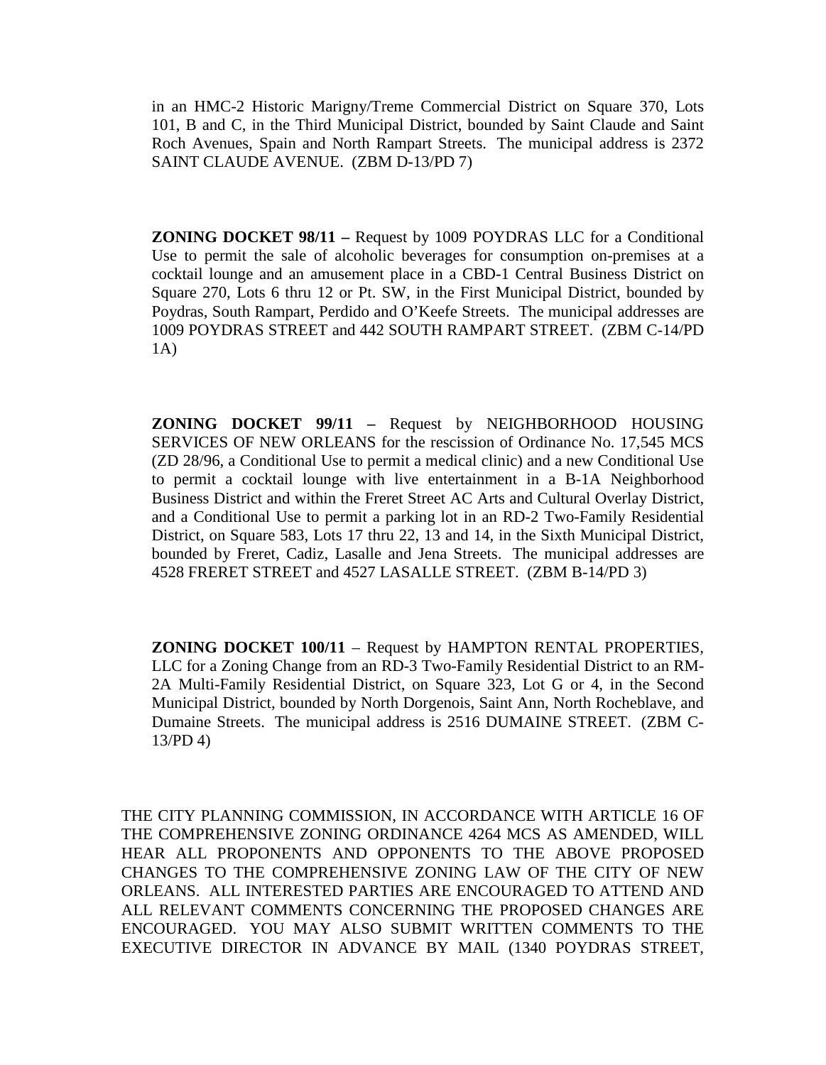in an HMC-2 Historic Marigny/Treme Commercial District on Square 370, Lots 101, B and C, in the Third Municipal District, bounded by Saint Claude and Saint Roch Avenues, Spain and North Rampart Streets. The municipal address is 2372 SAINT CLAUDE AVENUE. (ZBM D-13/PD 7)

**ZONING DOCKET 98/11 –** Request by 1009 POYDRAS LLC for a Conditional Use to permit the sale of alcoholic beverages for consumption on-premises at a cocktail lounge and an amusement place in a CBD-1 Central Business District on Square 270, Lots 6 thru 12 or Pt. SW, in the First Municipal District, bounded by Poydras, South Rampart, Perdido and O'Keefe Streets. The municipal addresses are 1009 POYDRAS STREET and 442 SOUTH RAMPART STREET. (ZBM C-14/PD 1A)

**ZONING DOCKET 99/11 –** Request by NEIGHBORHOOD HOUSING SERVICES OF NEW ORLEANS for the rescission of Ordinance No. 17,545 MCS (ZD 28/96, a Conditional Use to permit a medical clinic) and a new Conditional Use to permit a cocktail lounge with live entertainment in a B-1A Neighborhood Business District and within the Freret Street AC Arts and Cultural Overlay District, and a Conditional Use to permit a parking lot in an RD-2 Two-Family Residential District, on Square 583, Lots 17 thru 22, 13 and 14, in the Sixth Municipal District, bounded by Freret, Cadiz, Lasalle and Jena Streets. The municipal addresses are 4528 FRERET STREET and 4527 LASALLE STREET. (ZBM B-14/PD 3)

**ZONING DOCKET 100/11** – Request by HAMPTON RENTAL PROPERTIES, LLC for a Zoning Change from an RD-3 Two-Family Residential District to an RM-2A Multi-Family Residential District, on Square 323, Lot G or 4, in the Second Municipal District, bounded by North Dorgenois, Saint Ann, North Rocheblave, and Dumaine Streets. The municipal address is 2516 DUMAINE STREET. (ZBM C-13/PD 4)

THE CITY PLANNING COMMISSION, IN ACCORDANCE WITH ARTICLE 16 OF THE COMPREHENSIVE ZONING ORDINANCE 4264 MCS AS AMENDED, WILL HEAR ALL PROPONENTS AND OPPONENTS TO THE ABOVE PROPOSED CHANGES TO THE COMPREHENSIVE ZONING LAW OF THE CITY OF NEW ORLEANS. ALL INTERESTED PARTIES ARE ENCOURAGED TO ATTEND AND ALL RELEVANT COMMENTS CONCERNING THE PROPOSED CHANGES ARE ENCOURAGED. YOU MAY ALSO SUBMIT WRITTEN COMMENTS TO THE EXECUTIVE DIRECTOR IN ADVANCE BY MAIL (1340 POYDRAS STREET,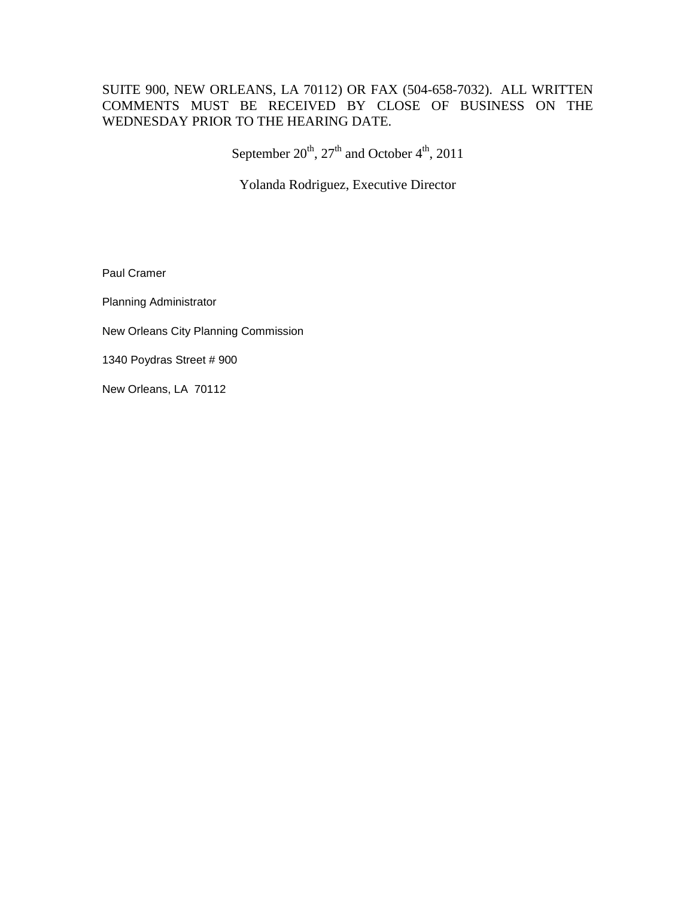SUITE 900, NEW ORLEANS, LA 70112) OR FAX (504-658-7032). ALL WRITTEN COMMENTS MUST BE RECEIVED BY CLOSE OF BUSINESS ON THE WEDNESDAY PRIOR TO THE HEARING DATE.

September 20th, 27th and October 4th, 2011

Yolanda Rodriguez, Executive Director

Paul Cramer

Planning Administrator

New Orleans City Planning Commission

1340 Poydras Street # 900

New Orleans, LA 70112